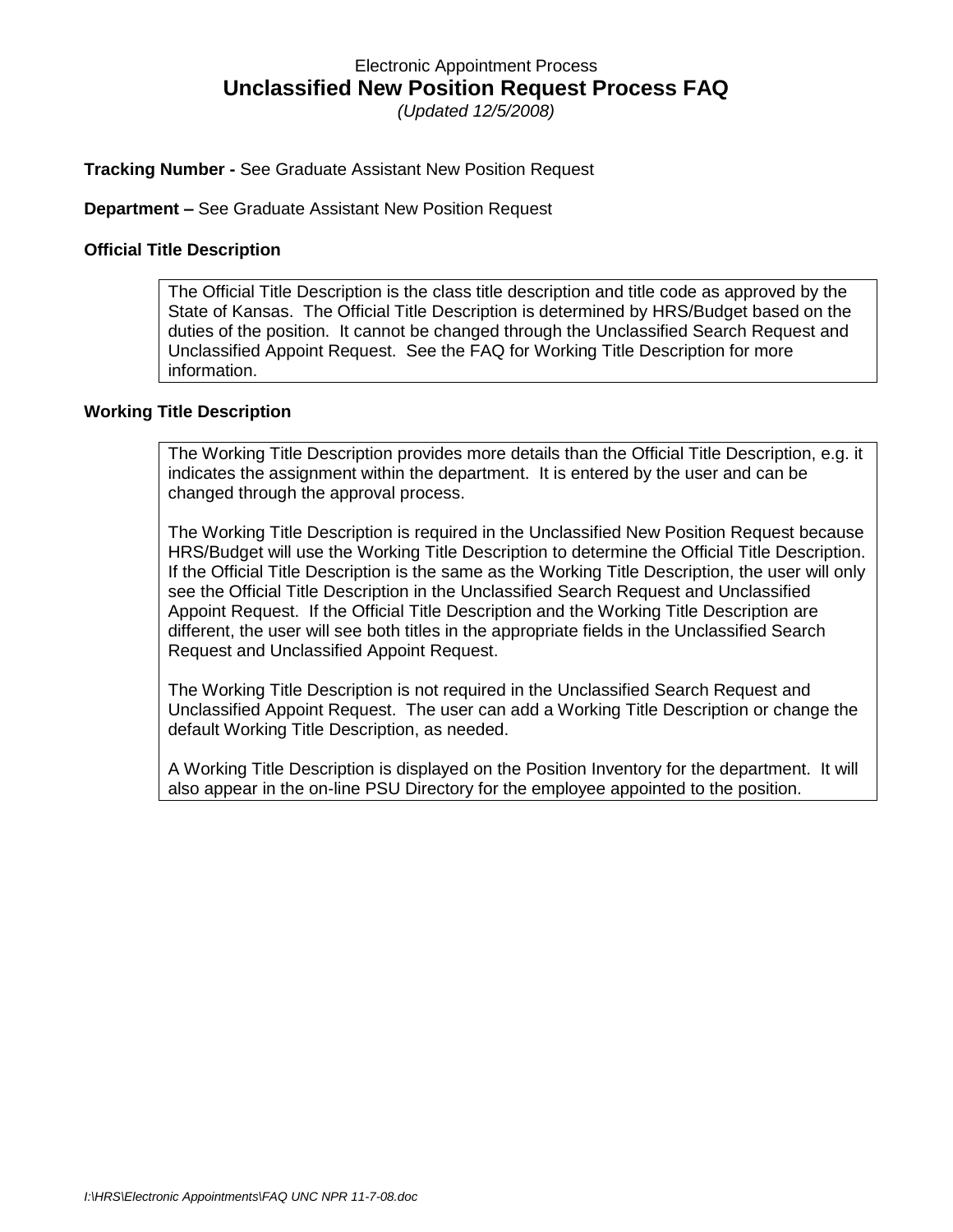Electronic Appointment Process

# Unclassified New Position Request Process FAQ

*(Updated 12/5/2008)*

**Tracking Number -** See Graduate Assistant New Position Request

**Department –** See Graduate Assistant New Position Request

**Official Title Description**

> The Official Title Description is the class title description and title code as approved by the State of Kansas. The Official Title Description is determined by HRS/Budget based on the duties of the position. It cannot be changed through the Unclassified Search Request and Unclassified Appoint Request. See the FAQ for Working Title Description for more information.

**Working Title Description**

> The Working Title Description provides more details than the Official Title Description, e.g. it indicates the assignment within the department. It is entered by the user and can be changed through the approval process.
>
> The Working Title Description is required in the Unclassified New Position Request because HRS/Budget will use the Working Title Description to determine the Official Title Description. If the Official Title Description is the same as the Working Title Description, the user will only see the Official Title Description in the Unclassified Search Request and Unclassified Appoint Request. If the Official Title Description and the Working Title Description are different, the user will see both titles in the appropriate fields in the Unclassified Search Request and Unclassified Appoint Request.
>
> The Working Title Description is not required in the Unclassified Search Request and Unclassified Appoint Request. The user can add a Working Title Description or change the default Working Title Description, as needed.
>
> A Working Title Description is displayed on the Position Inventory for the department. It will also appear in the on-line PSU Directory for the employee appointed to the position.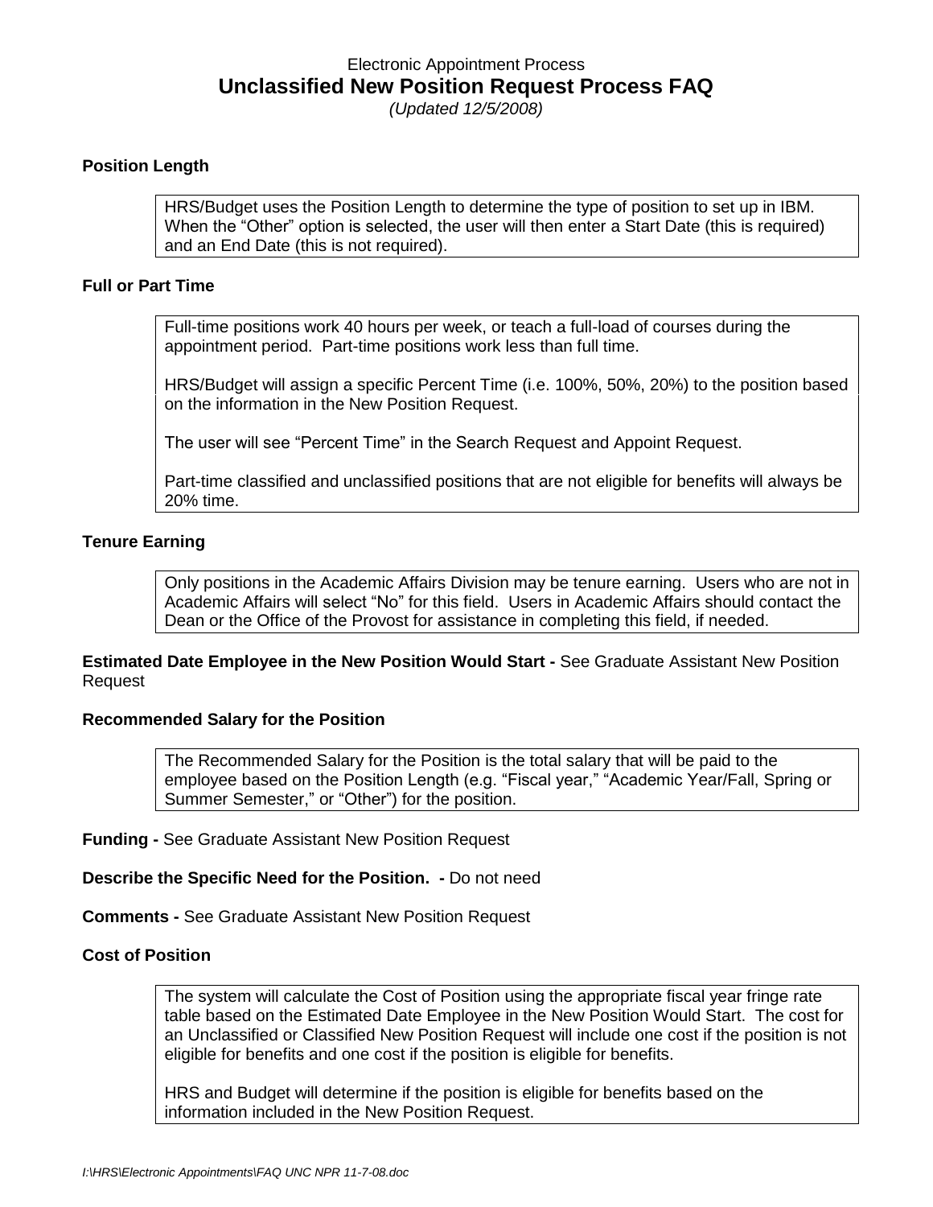Electronic Appointment Process

# Unclassified New Position Request Process FAQ

*(Updated 12/5/2008)*

**Position Length**

> HRS/Budget uses the Position Length to determine the type of position to set up in IBM. When the "Other" option is selected, the user will then enter a Start Date (this is required) and an End Date (this is not required).

**Full or Part Time**

> Full-time positions work 40 hours per week, or teach a full-load of courses during the appointment period. Part-time positions work less than full time.
>
> HRS/Budget will assign a specific Percent Time (i.e. 100%, 50%, 20%) to the position based on the information in the New Position Request.
>
> The user will see "Percent Time" in the Search Request and Appoint Request.
>
> Part-time classified and unclassified positions that are not eligible for benefits will always be 20% time.

**Tenure Earning**

> Only positions in the Academic Affairs Division may be tenure earning. Users who are not in Academic Affairs will select "No" for this field. Users in Academic Affairs should contact the Dean or the Office of the Provost for assistance in completing this field, if needed.

**Estimated Date Employee in the New Position Would Start -** See Graduate Assistant New Position Request

**Recommended Salary for the Position**

> The Recommended Salary for the Position is the total salary that will be paid to the employee based on the Position Length (e.g. "Fiscal year," "Academic Year/Fall, Spring or Summer Semester," or "Other") for the position.

**Funding -** See Graduate Assistant New Position Request

**Describe the Specific Need for the Position. -** Do not need

**Comments -** See Graduate Assistant New Position Request

**Cost of Position**

> The system will calculate the Cost of Position using the appropriate fiscal year fringe rate table based on the Estimated Date Employee in the New Position Would Start. The cost for an Unclassified or Classified New Position Request will include one cost if the position is not eligible for benefits and one cost if the position is eligible for benefits.
>
> HRS and Budget will determine if the position is eligible for benefits based on the information included in the New Position Request.

*I:\HRS\Electronic Appointments\FAQ UNC NPR 11-7-08.doc*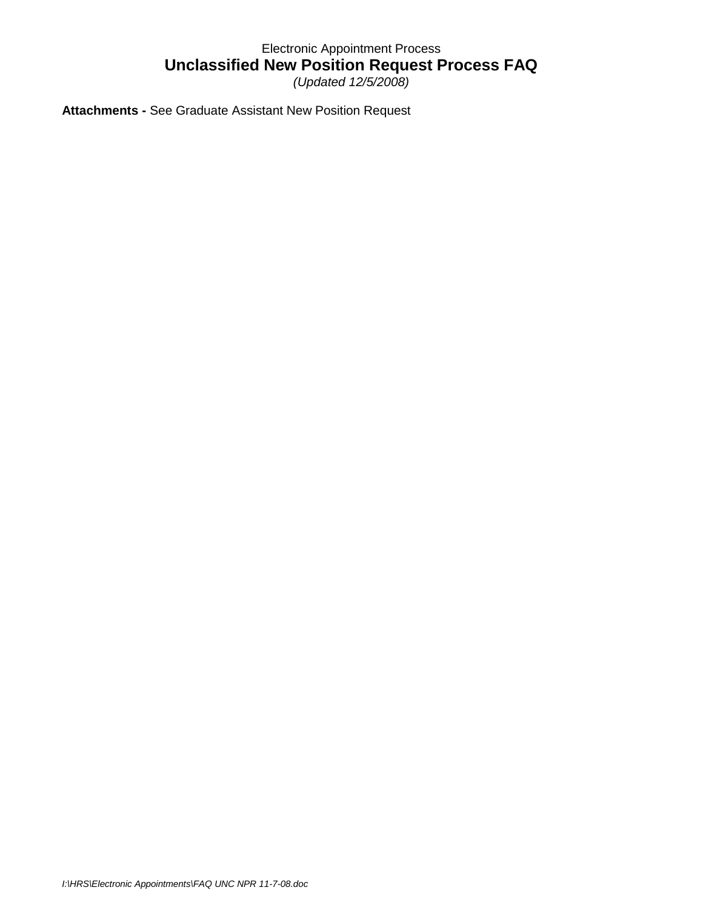**Attachments -** See Graduate Assistant New Position Request